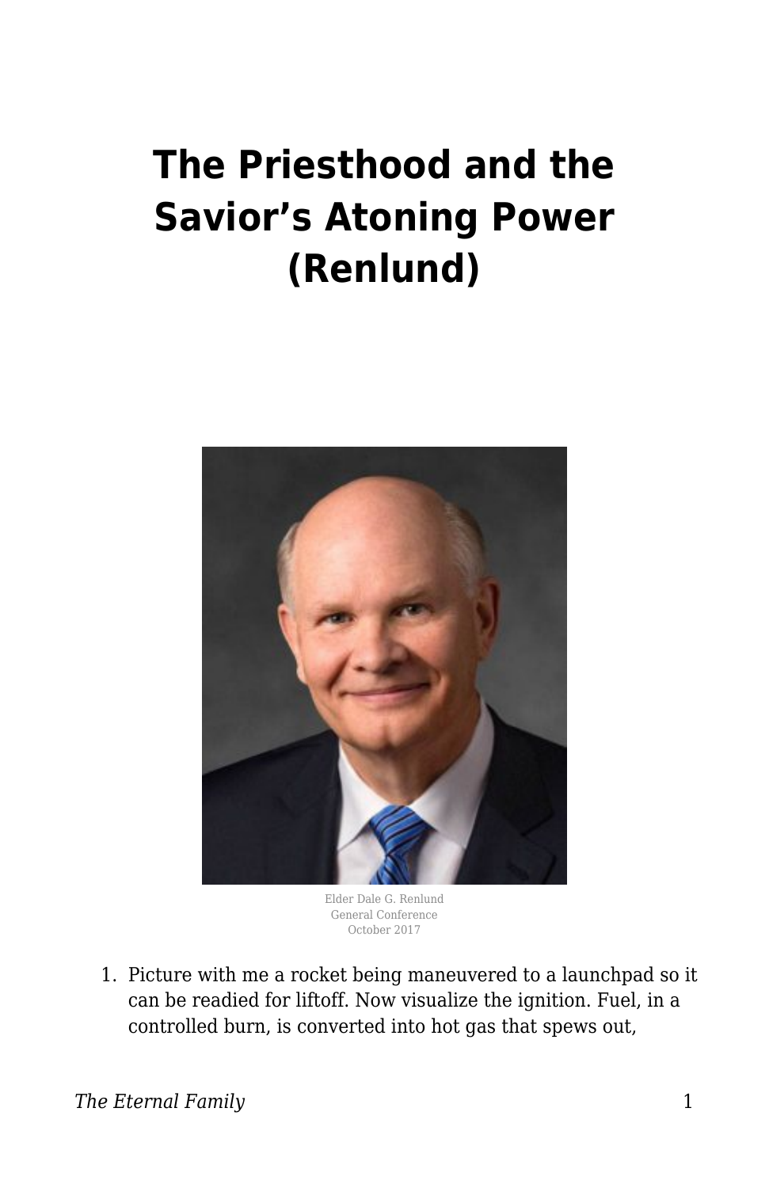# The Priesthood and the Savior's Atoning Power (Renlund)

Elder Dale G. Renlund
General Conference
October 2017

1. Picture with me a rocket being maneuvered to a launchpad so it can be readied for liftoff. Now visualize the ignition. Fuel, in a controlled burn, is converted into hot gas that spews out,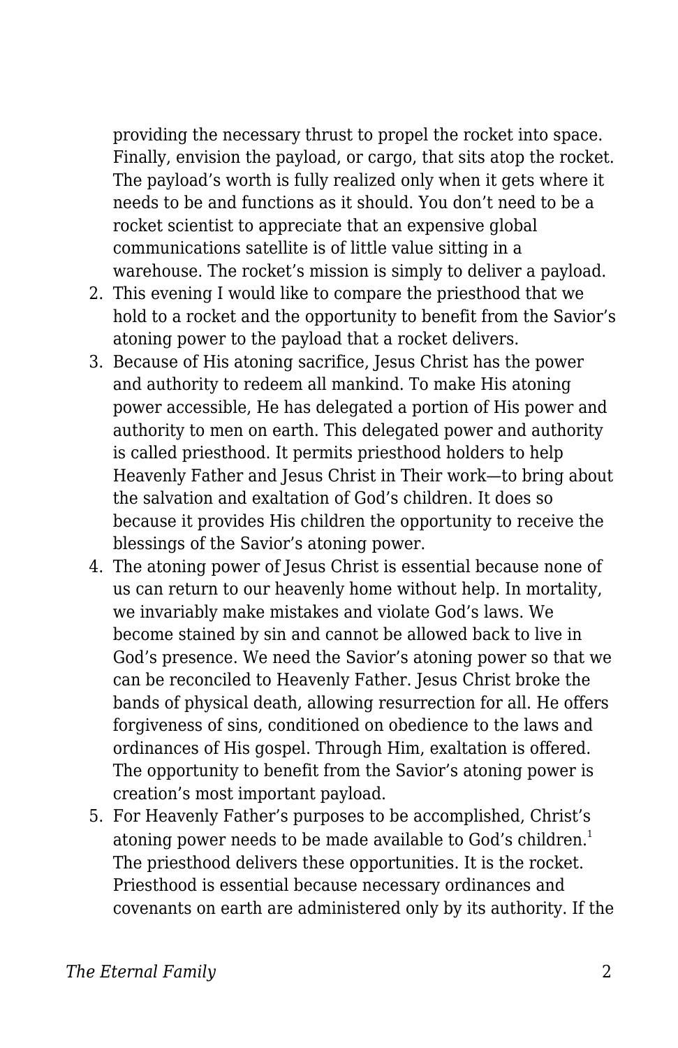providing the necessary thrust to propel the rocket into space. Finally, envision the payload, or cargo, that sits atop the rocket. The payload's worth is fully realized only when it gets where it needs to be and functions as it should. You don't need to be a rocket scientist to appreciate that an expensive global communications satellite is of little value sitting in a warehouse. The rocket's mission is simply to deliver a payload.

2. This evening I would like to compare the priesthood that we hold to a rocket and the opportunity to benefit from the Savior's atoning power to the payload that a rocket delivers.
3. Because of His atoning sacrifice, Jesus Christ has the power and authority to redeem all mankind. To make His atoning power accessible, He has delegated a portion of His power and authority to men on earth. This delegated power and authority is called priesthood. It permits priesthood holders to help Heavenly Father and Jesus Christ in Their work—to bring about the salvation and exaltation of God's children. It does so because it provides His children the opportunity to receive the blessings of the Savior's atoning power.
4. The atoning power of Jesus Christ is essential because none of us can return to our heavenly home without help. In mortality, we invariably make mistakes and violate God's laws. We become stained by sin and cannot be allowed back to live in God's presence. We need the Savior's atoning power so that we can be reconciled to Heavenly Father. Jesus Christ broke the bands of physical death, allowing resurrection for all. He offers forgiveness of sins, conditioned on obedience to the laws and ordinances of His gospel. Through Him, exaltation is offered. The opportunity to benefit from the Savior's atoning power is creation's most important payload.
5. For Heavenly Father's purposes to be accomplished, Christ's atoning power needs to be made available to God's children.[1] The priesthood delivers these opportunities. It is the rocket. Priesthood is essential because necessary ordinances and covenants on earth are administered only by its authority. If the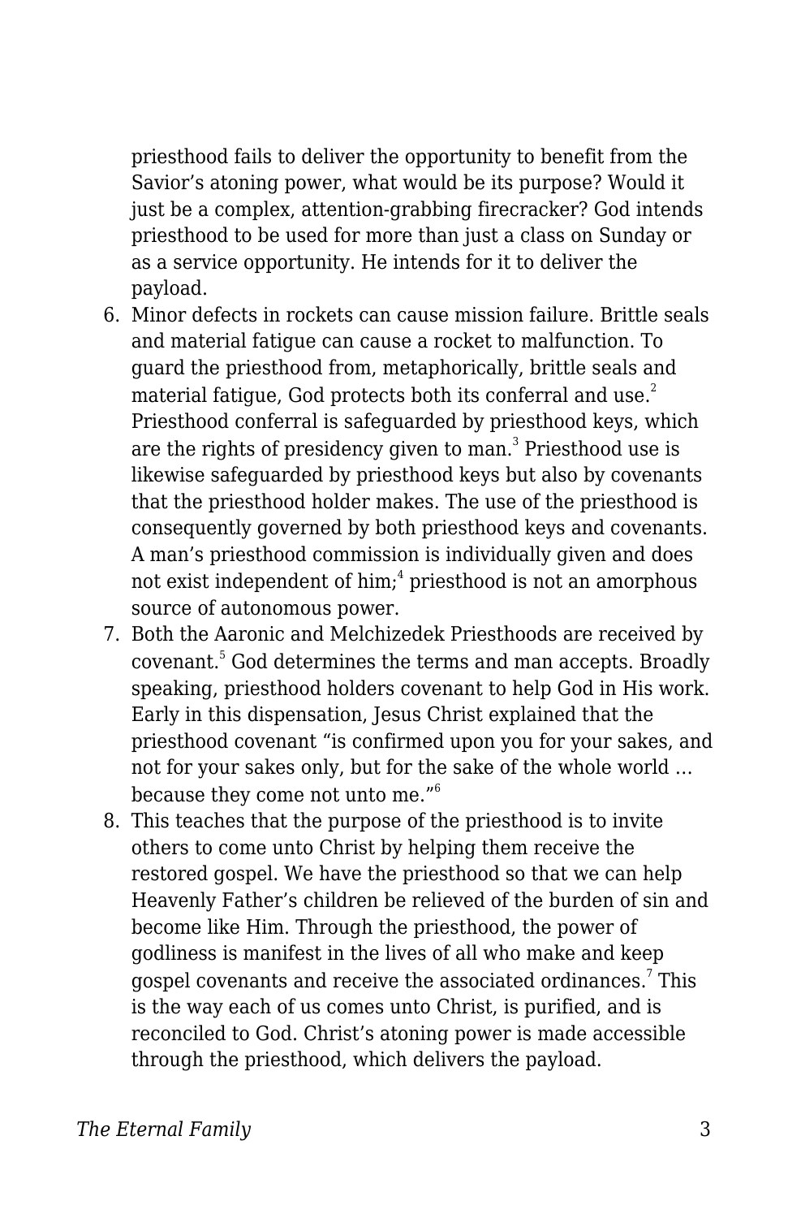priesthood fails to deliver the opportunity to benefit from the Savior's atoning power, what would be its purpose? Would it just be a complex, attention-grabbing firecracker? God intends priesthood to be used for more than just a class on Sunday or as a service opportunity. He intends for it to deliver the payload.

6. Minor defects in rockets can cause mission failure. Brittle seals and material fatigue can cause a rocket to malfunction. To guard the priesthood from, metaphorically, brittle seals and material fatigue, God protects both its conferral and use.[2] Priesthood conferral is safeguarded by priesthood keys, which are the rights of presidency given to man.[3] Priesthood use is likewise safeguarded by priesthood keys but also by covenants that the priesthood holder makes. The use of the priesthood is consequently governed by both priesthood keys and covenants. A man's priesthood commission is individually given and does not exist independent of him;[4] priesthood is not an amorphous source of autonomous power.
7. Both the Aaronic and Melchizedek Priesthoods are received by covenant.[5] God determines the terms and man accepts. Broadly speaking, priesthood holders covenant to help God in His work. Early in this dispensation, Jesus Christ explained that the priesthood covenant "is confirmed upon you for your sakes, and not for your sakes only, but for the sake of the whole world … because they come not unto me."[6]
8. This teaches that the purpose of the priesthood is to invite others to come unto Christ by helping them receive the restored gospel. We have the priesthood so that we can help Heavenly Father's children be relieved of the burden of sin and become like Him. Through the priesthood, the power of godliness is manifest in the lives of all who make and keep gospel covenants and receive the associated ordinances.[7] This is the way each of us comes unto Christ, is purified, and is reconciled to God. Christ's atoning power is made accessible through the priesthood, which delivers the payload.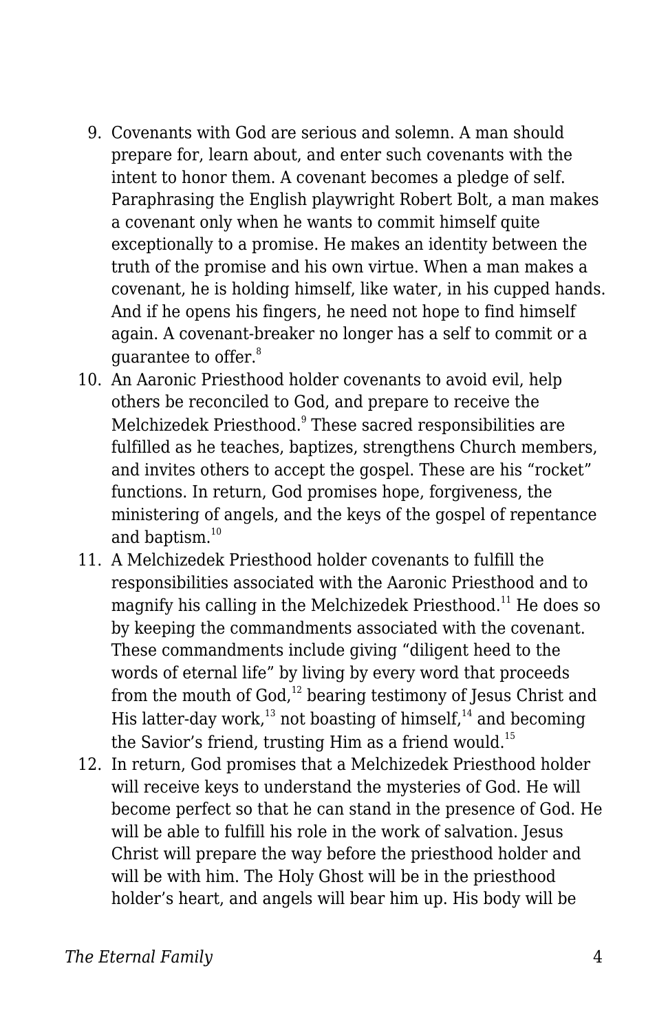9. Covenants with God are serious and solemn. A man should prepare for, learn about, and enter such covenants with the intent to honor them. A covenant becomes a pledge of self. Paraphrasing the English playwright Robert Bolt, a man makes a covenant only when he wants to commit himself quite exceptionally to a promise. He makes an identity between the truth of the promise and his own virtue. When a man makes a covenant, he is holding himself, like water, in his cupped hands. And if he opens his fingers, he need not hope to find himself again. A covenant-breaker no longer has a self to commit or a guarantee to offer.[8]
10. An Aaronic Priesthood holder covenants to avoid evil, help others be reconciled to God, and prepare to receive the Melchizedek Priesthood.[9] These sacred responsibilities are fulfilled as he teaches, baptizes, strengthens Church members, and invites others to accept the gospel. These are his “rocket” functions. In return, God promises hope, forgiveness, the ministering of angels, and the keys of the gospel of repentance and baptism.[10]
11. A Melchizedek Priesthood holder covenants to fulfill the responsibilities associated with the Aaronic Priesthood and to magnify his calling in the Melchizedek Priesthood.[11] He does so by keeping the commandments associated with the covenant. These commandments include giving “diligent heed to the words of eternal life” by living by every word that proceeds from the mouth of God,[12] bearing testimony of Jesus Christ and His latter-day work,[13] not boasting of himself,[14] and becoming the Savior’s friend, trusting Him as a friend would.[15]
12. In return, God promises that a Melchizedek Priesthood holder will receive keys to understand the mysteries of God. He will become perfect so that he can stand in the presence of God. He will be able to fulfill his role in the work of salvation. Jesus Christ will prepare the way before the priesthood holder and will be with him. The Holy Ghost will be in the priesthood holder’s heart, and angels will bear him up. His body will be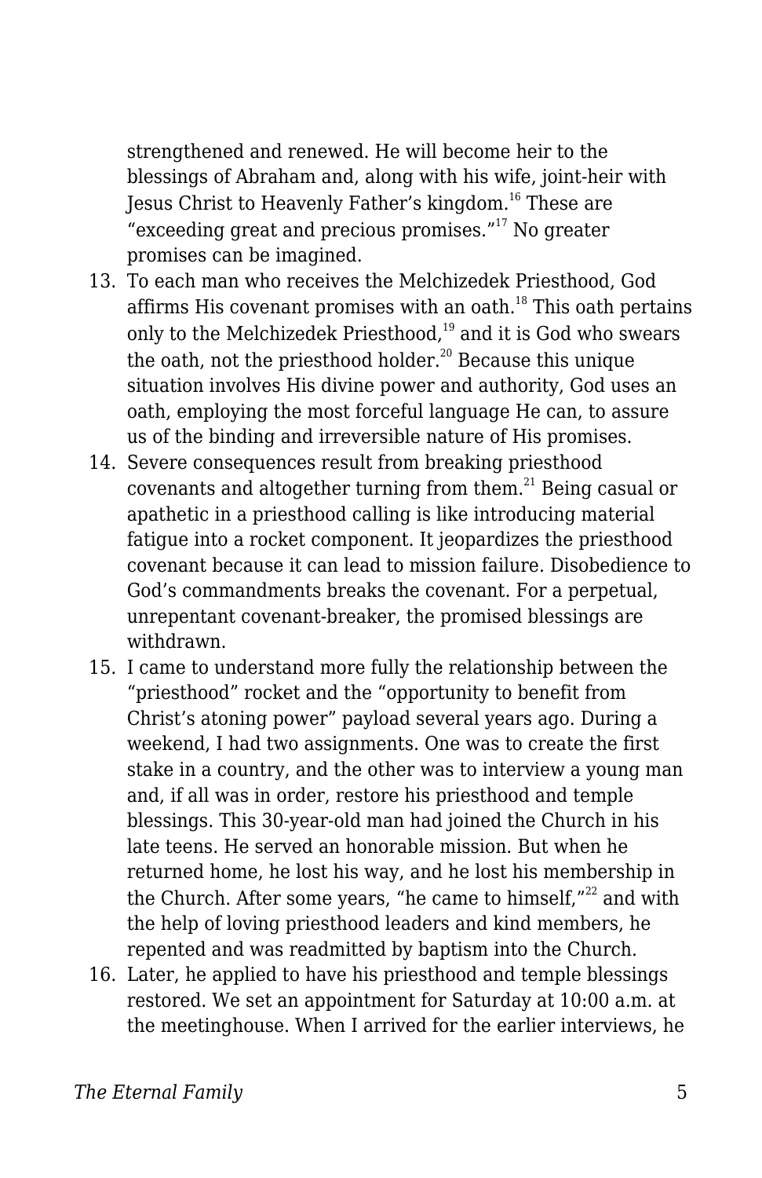strengthened and renewed. He will become heir to the blessings of Abraham and, along with his wife, joint-heir with Jesus Christ to Heavenly Father's kingdom.[16] These are "exceeding great and precious promises."[17] No greater promises can be imagined.

13. To each man who receives the Melchizedek Priesthood, God affirms His covenant promises with an oath.[18] This oath pertains only to the Melchizedek Priesthood,[19] and it is God who swears the oath, not the priesthood holder.[20] Because this unique situation involves His divine power and authority, God uses an oath, employing the most forceful language He can, to assure us of the binding and irreversible nature of His promises.
14. Severe consequences result from breaking priesthood covenants and altogether turning from them.[21] Being casual or apathetic in a priesthood calling is like introducing material fatigue into a rocket component. It jeopardizes the priesthood covenant because it can lead to mission failure. Disobedience to God's commandments breaks the covenant. For a perpetual, unrepentant covenant-breaker, the promised blessings are withdrawn.
15. I came to understand more fully the relationship between the "priesthood" rocket and the "opportunity to benefit from Christ's atoning power" payload several years ago. During a weekend, I had two assignments. One was to create the first stake in a country, and the other was to interview a young man and, if all was in order, restore his priesthood and temple blessings. This 30-year-old man had joined the Church in his late teens. He served an honorable mission. But when he returned home, he lost his way, and he lost his membership in the Church. After some years, "he came to himself,"[22] and with the help of loving priesthood leaders and kind members, he repented and was readmitted by baptism into the Church.
16. Later, he applied to have his priesthood and temple blessings restored. We set an appointment for Saturday at 10:00 a.m. at the meetinghouse. When I arrived for the earlier interviews, he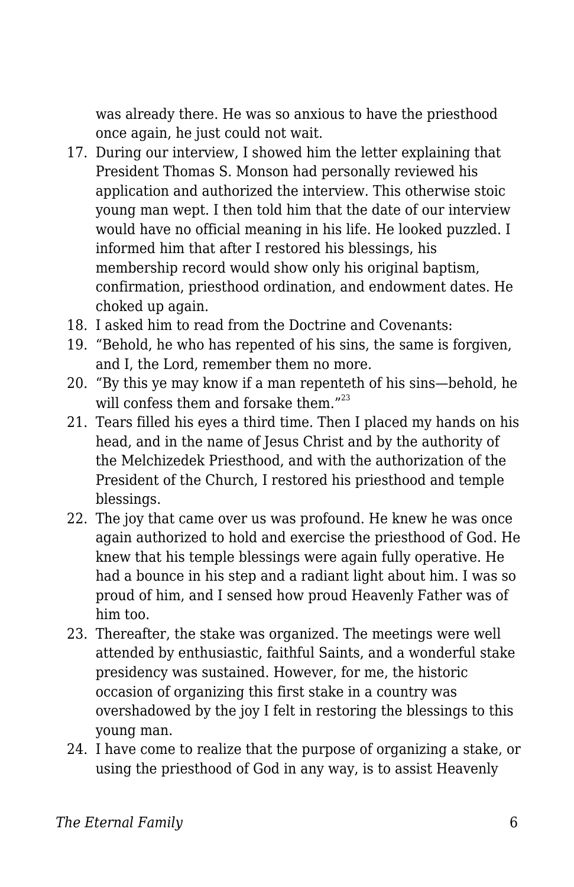was already there. He was so anxious to have the priesthood once again, he just could not wait.

17. During our interview, I showed him the letter explaining that President Thomas S. Monson had personally reviewed his application and authorized the interview. This otherwise stoic young man wept. I then told him that the date of our interview would have no official meaning in his life. He looked puzzled. I informed him that after I restored his blessings, his membership record would show only his original baptism, confirmation, priesthood ordination, and endowment dates. He choked up again.
18. I asked him to read from the Doctrine and Covenants:
19. “Behold, he who has repented of his sins, the same is forgiven, and I, the Lord, remember them no more.
20. “By this ye may know if a man repenteth of his sins—behold, he will confess them and forsake them.”[23]
21. Tears filled his eyes a third time. Then I placed my hands on his head, and in the name of Jesus Christ and by the authority of the Melchizedek Priesthood, and with the authorization of the President of the Church, I restored his priesthood and temple blessings.
22. The joy that came over us was profound. He knew he was once again authorized to hold and exercise the priesthood of God. He knew that his temple blessings were again fully operative. He had a bounce in his step and a radiant light about him. I was so proud of him, and I sensed how proud Heavenly Father was of him too.
23. Thereafter, the stake was organized. The meetings were well attended by enthusiastic, faithful Saints, and a wonderful stake presidency was sustained. However, for me, the historic occasion of organizing this first stake in a country was overshadowed by the joy I felt in restoring the blessings to this young man.
24. I have come to realize that the purpose of organizing a stake, or using the priesthood of God in any way, is to assist Heavenly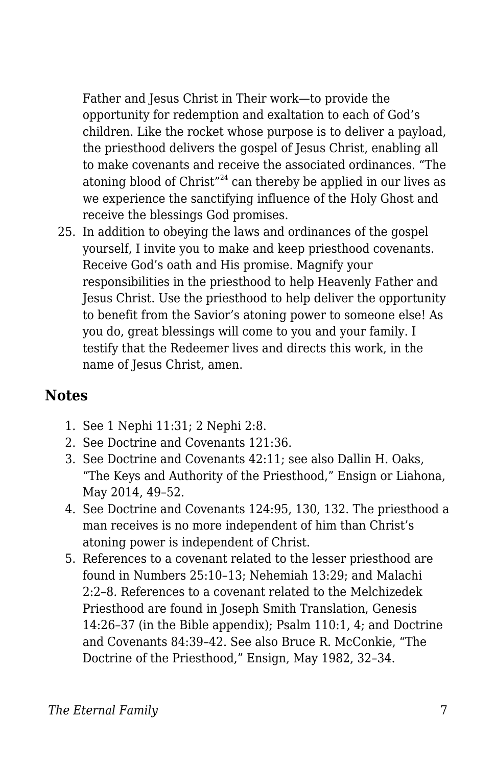Father and Jesus Christ in Their work—to provide the opportunity for redemption and exaltation to each of God's children. Like the rocket whose purpose is to deliver a payload, the priesthood delivers the gospel of Jesus Christ, enabling all to make covenants and receive the associated ordinances. "The atoning blood of Christ"[24] can thereby be applied in our lives as we experience the sanctifying influence of the Holy Ghost and receive the blessings God promises.

25. In addition to obeying the laws and ordinances of the gospel yourself, I invite you to make and keep priesthood covenants. Receive God's oath and His promise. Magnify your responsibilities in the priesthood to help Heavenly Father and Jesus Christ. Use the priesthood to help deliver the opportunity to benefit from the Savior's atoning power to someone else! As you do, great blessings will come to you and your family. I testify that the Redeemer lives and directs this work, in the name of Jesus Christ, amen.

## Notes

1. See 1 Nephi 11:31; 2 Nephi 2:8.
2. See Doctrine and Covenants 121:36.
3. See Doctrine and Covenants 42:11; see also Dallin H. Oaks, "The Keys and Authority of the Priesthood," Ensign or Liahona, May 2014, 49–52.
4. See Doctrine and Covenants 124:95, 130, 132. The priesthood a man receives is no more independent of him than Christ's atoning power is independent of Christ.
5. References to a covenant related to the lesser priesthood are found in Numbers 25:10–13; Nehemiah 13:29; and Malachi 2:2–8. References to a covenant related to the Melchizedek Priesthood are found in Joseph Smith Translation, Genesis 14:26–37 (in the Bible appendix); Psalm 110:1, 4; and Doctrine and Covenants 84:39–42. See also Bruce R. McConkie, "The Doctrine of the Priesthood," Ensign, May 1982, 32–34.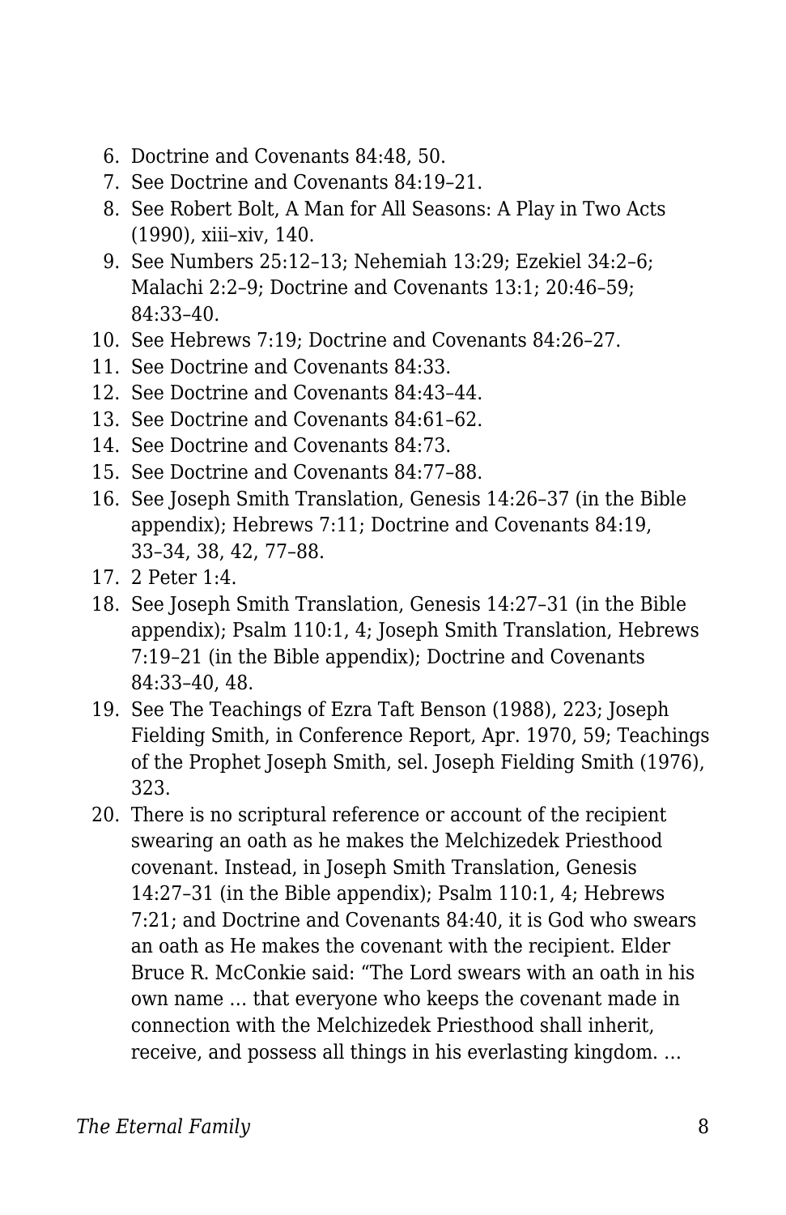6. Doctrine and Covenants 84:48, 50.
7. See Doctrine and Covenants 84:19–21.
8. See Robert Bolt, A Man for All Seasons: A Play in Two Acts (1990), xiii–xiv, 140.
9. See Numbers 25:12–13; Nehemiah 13:29; Ezekiel 34:2–6; Malachi 2:2–9; Doctrine and Covenants 13:1; 20:46–59; 84:33–40.
10. See Hebrews 7:19; Doctrine and Covenants 84:26–27.
11. See Doctrine and Covenants 84:33.
12. See Doctrine and Covenants 84:43–44.
13. See Doctrine and Covenants 84:61–62.
14. See Doctrine and Covenants 84:73.
15. See Doctrine and Covenants 84:77–88.
16. See Joseph Smith Translation, Genesis 14:26–37 (in the Bible appendix); Hebrews 7:11; Doctrine and Covenants 84:19, 33–34, 38, 42, 77–88.
17. 2 Peter 1:4.
18. See Joseph Smith Translation, Genesis 14:27–31 (in the Bible appendix); Psalm 110:1, 4; Joseph Smith Translation, Hebrews 7:19–21 (in the Bible appendix); Doctrine and Covenants 84:33–40, 48.
19. See The Teachings of Ezra Taft Benson (1988), 223; Joseph Fielding Smith, in Conference Report, Apr. 1970, 59; Teachings of the Prophet Joseph Smith, sel. Joseph Fielding Smith (1976), 323.
20. There is no scriptural reference or account of the recipient swearing an oath as he makes the Melchizedek Priesthood covenant. Instead, in Joseph Smith Translation, Genesis 14:27–31 (in the Bible appendix); Psalm 110:1, 4; Hebrews 7:21; and Doctrine and Covenants 84:40, it is God who swears an oath as He makes the covenant with the recipient. Elder Bruce R. McConkie said: "The Lord swears with an oath in his own name … that everyone who keeps the covenant made in connection with the Melchizedek Priesthood shall inherit, receive, and possess all things in his everlasting kingdom. …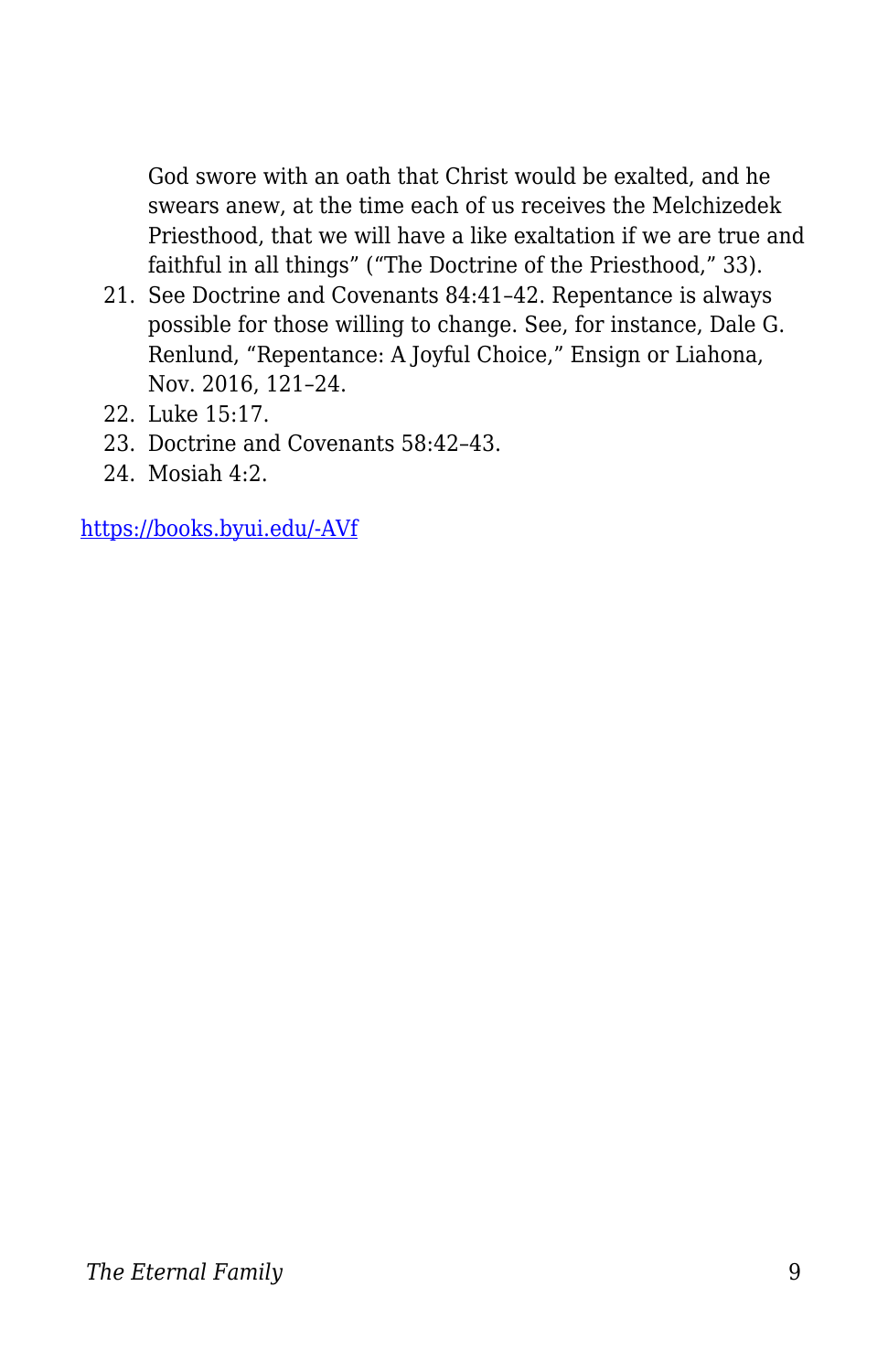God swore with an oath that Christ would be exalted, and he swears anew, at the time each of us receives the Melchizedek Priesthood, that we will have a like exaltation if we are true and faithful in all things" ("The Doctrine of the Priesthood," 33).

21. See Doctrine and Covenants 84:41–42. Repentance is always possible for those willing to change. See, for instance, Dale G. Renlund, "Repentance: A Joyful Choice," Ensign or Liahona, Nov. 2016, 121–24.
22. Luke 15:17.
23. Doctrine and Covenants 58:42–43.
24. Mosiah 4:2.

https://books.byui.edu/-AVf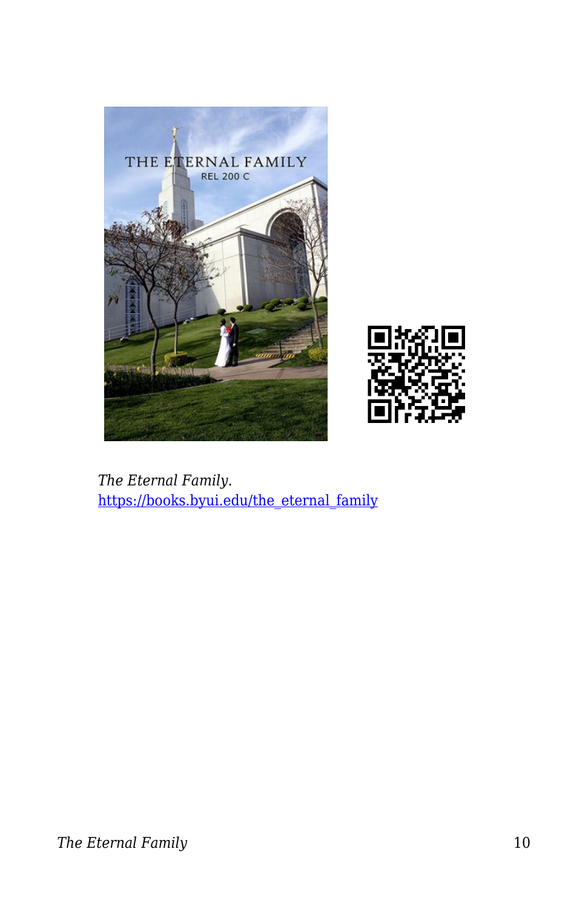*The Eternal Family.*
[https://books.byui.edu/the_eternal_family](https://books.byui.edu/the_eternal_family)